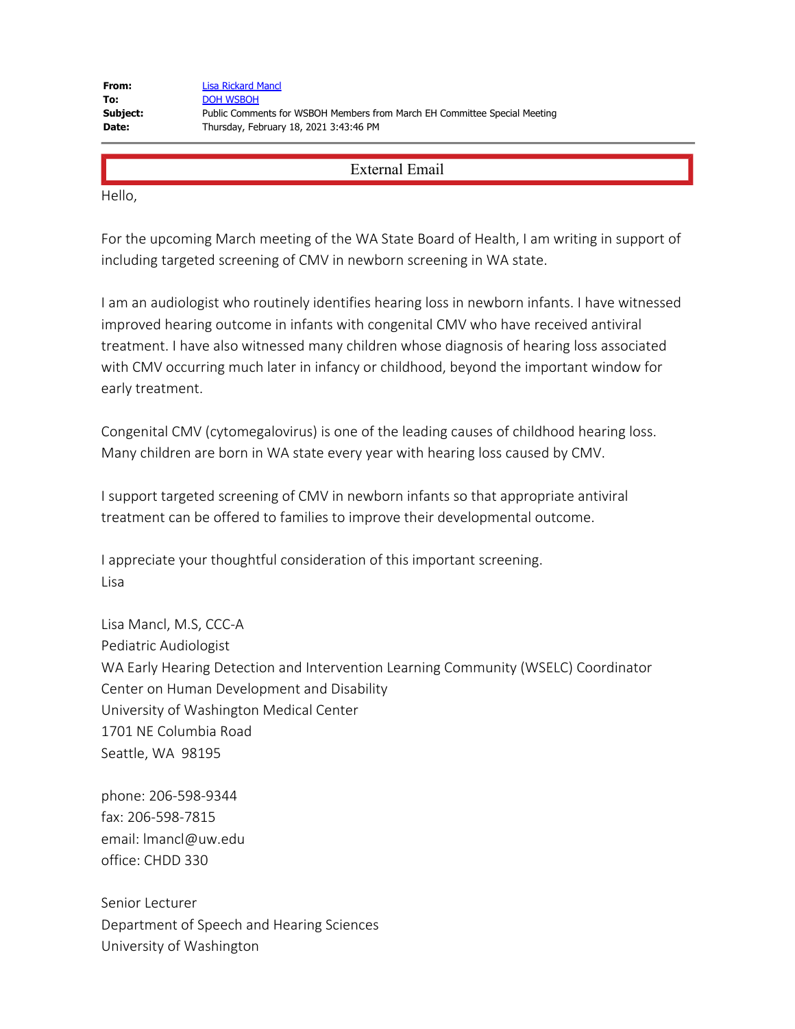| | |
|---|---|
| **From:** | Lisa Rickard Mancl |
| **To:** | DOH WSBOH |
| **Subject:** | Public Comments for WSBOH Members from March EH Committee Special Meeting |
| **Date:** | Thursday, February 18, 2021 3:43:46 PM |

External Email

Hello,

For the upcoming March meeting of the WA State Board of Health, I am writing in support of including targeted screening of CMV in newborn screening in WA state.

I am an audiologist who routinely identifies hearing loss in newborn infants. I have witnessed improved hearing outcome in infants with congenital CMV who have received antiviral treatment. I have also witnessed many children whose diagnosis of hearing loss associated with CMV occurring much later in infancy or childhood, beyond the important window for early treatment.

Congenital CMV (cytomegalovirus) is one of the leading causes of childhood hearing loss. Many children are born in WA state every year with hearing loss caused by CMV.

I support targeted screening of CMV in newborn infants so that appropriate antiviral treatment can be offered to families to improve their developmental outcome.

I appreciate your thoughtful consideration of this important screening.
Lisa

Lisa Mancl, M.S, CCC-A
Pediatric Audiologist
WA Early Hearing Detection and Intervention Learning Community (WSELC) Coordinator
Center on Human Development and Disability
University of Washington Medical Center
1701 NE Columbia Road
Seattle, WA 98195

phone: 206-598-9344
fax: 206-598-7815
email: lmancl@uw.edu
office: CHDD 330

Senior Lecturer
Department of Speech and Hearing Sciences
University of Washington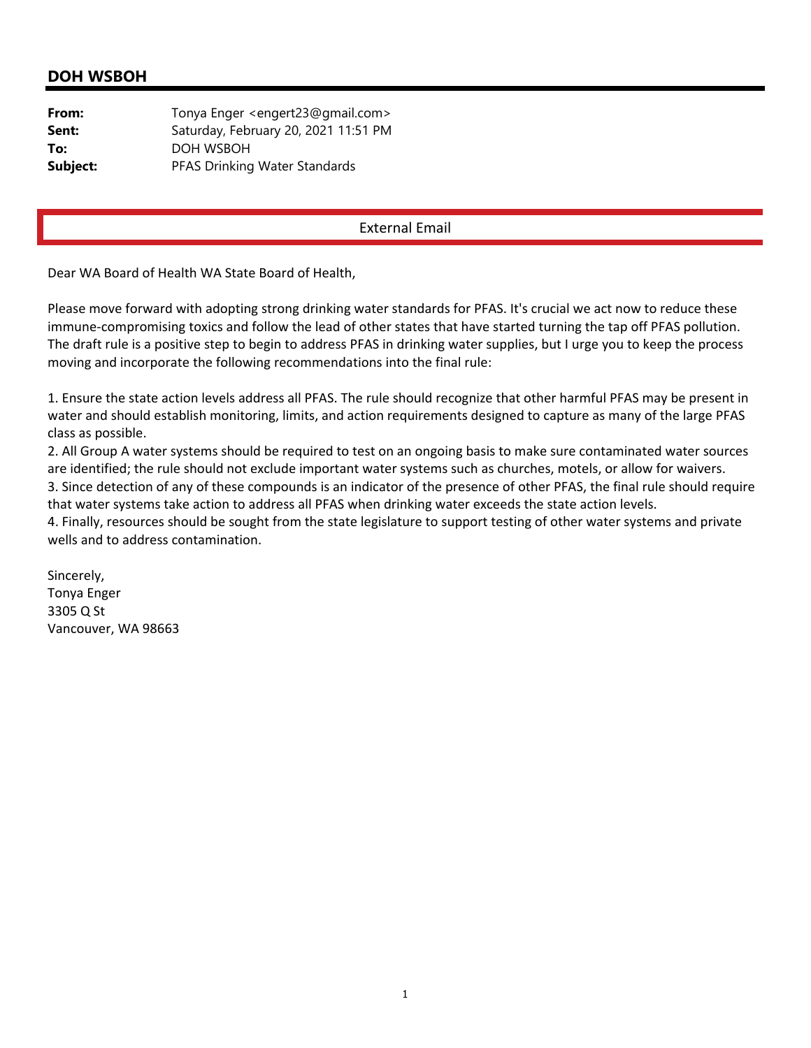## DOH WSBOH

**From:** Tonya Enger <engert23@gmail.com>
**Sent:** Saturday, February 20, 2021 11:51 PM
**To:** DOH WSBOH
**Subject:** PFAS Drinking Water Standards

External Email

Dear WA Board of Health WA State Board of Health,

Please move forward with adopting strong drinking water standards for PFAS. It's crucial we act now to reduce these immune-compromising toxics and follow the lead of other states that have started turning the tap off PFAS pollution. The draft rule is a positive step to begin to address PFAS in drinking water supplies, but I urge you to keep the process moving and incorporate the following recommendations into the final rule:

1. Ensure the state action levels address all PFAS. The rule should recognize that other harmful PFAS may be present in water and should establish monitoring, limits, and action requirements designed to capture as many of the large PFAS class as possible.
2. All Group A water systems should be required to test on an ongoing basis to make sure contaminated water sources are identified; the rule should not exclude important water systems such as churches, motels, or allow for waivers.
3. Since detection of any of these compounds is an indicator of the presence of other PFAS, the final rule should require that water systems take action to address all PFAS when drinking water exceeds the state action levels.
4. Finally, resources should be sought from the state legislature to support testing of other water systems and private wells and to address contamination.

Sincerely,
Tonya Enger
3305 Q St
Vancouver, WA 98663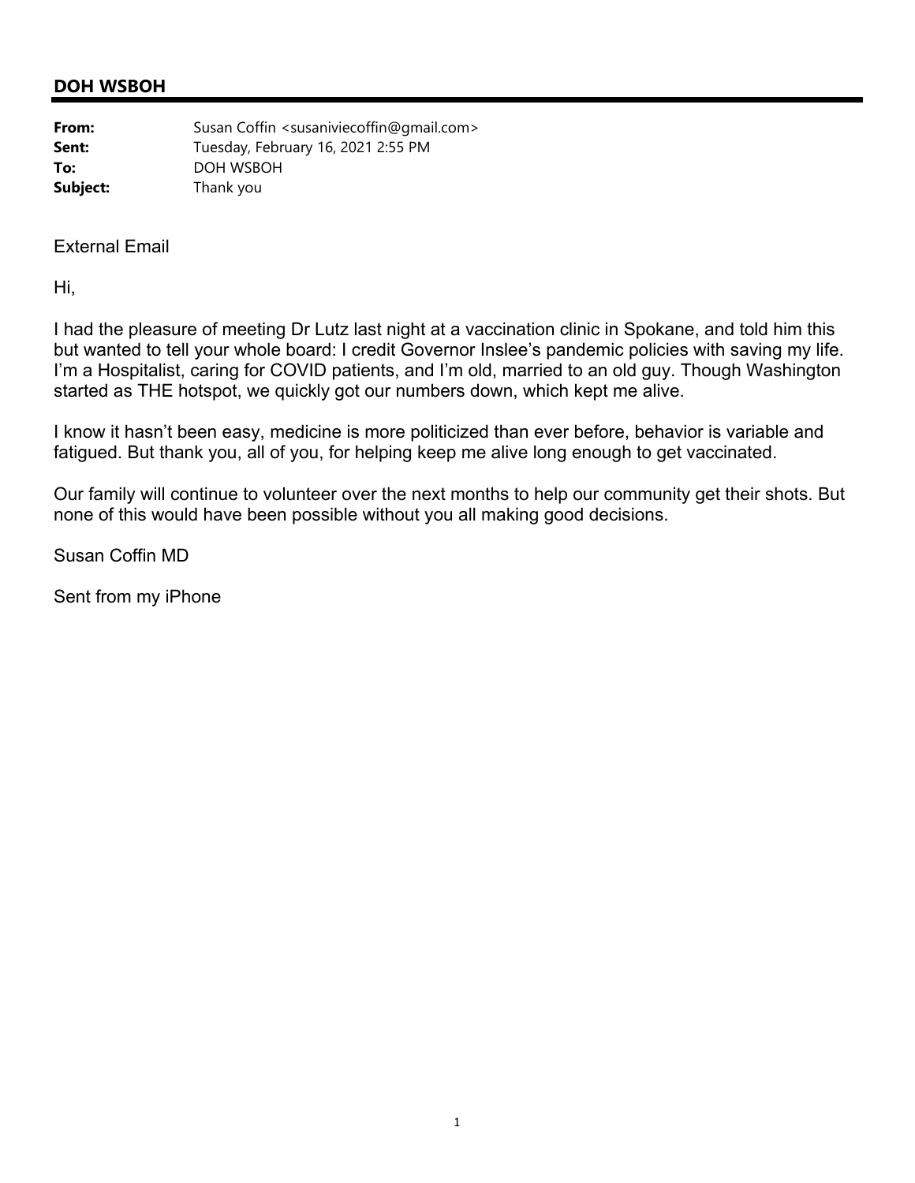## DOH WSBOH

**From:** Susan Coffin <susaniviecoffin@gmail.com>
**Sent:** Tuesday, February 16, 2021 2:55 PM
**To:** DOH WSBOH
**Subject:** Thank you

External Email

Hi,

I had the pleasure of meeting Dr Lutz last night at a vaccination clinic in Spokane, and told him this but wanted to tell your whole board: I credit Governor Inslee's pandemic policies with saving my life. I'm a Hospitalist, caring for COVID patients, and I'm old, married to an old guy. Though Washington started as THE hotspot, we quickly got our numbers down, which kept me alive.

I know it hasn't been easy, medicine is more politicized than ever before, behavior is variable and fatigued. But thank you, all of you, for helping keep me alive long enough to get vaccinated.

Our family will continue to volunteer over the next months to help our community get their shots. But none of this would have been possible without you all making good decisions.

Susan Coffin MD

Sent from my iPhone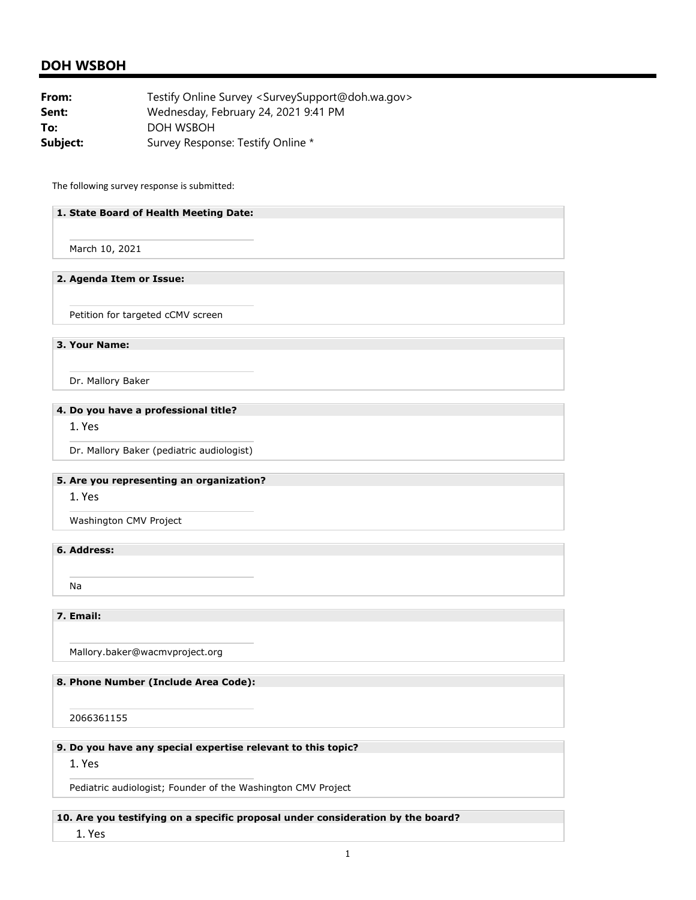## DOH WSBOH

**From:** Testify Online Survey <SurveySupport@doh.wa.gov>
**Sent:** Wednesday, February 24, 2021 9:41 PM
**To:** DOH WSBOH
**Subject:** Survey Response: Testify Online *

The following survey response is submitted:

**1. State Board of Health Meeting Date:**

March 10, 2021

**2. Agenda Item or Issue:**

Petition for targeted cCMV screen

**3. Your Name:**

Dr. Mallory Baker

**4. Do you have a professional title?**

1. Yes

Dr. Mallory Baker (pediatric audiologist)

**5. Are you representing an organization?**

1. Yes

Washington CMV Project

**6. Address:**

Na

**7. Email:**

Mallory.baker@wacmvproject.org

**8. Phone Number (Include Area Code):**

2066361155

**9. Do you have any special expertise relevant to this topic?**

1. Yes

Pediatric audiologist; Founder of the Washington CMV Project

**10. Are you testifying on a specific proposal under consideration by the board?**

1. Yes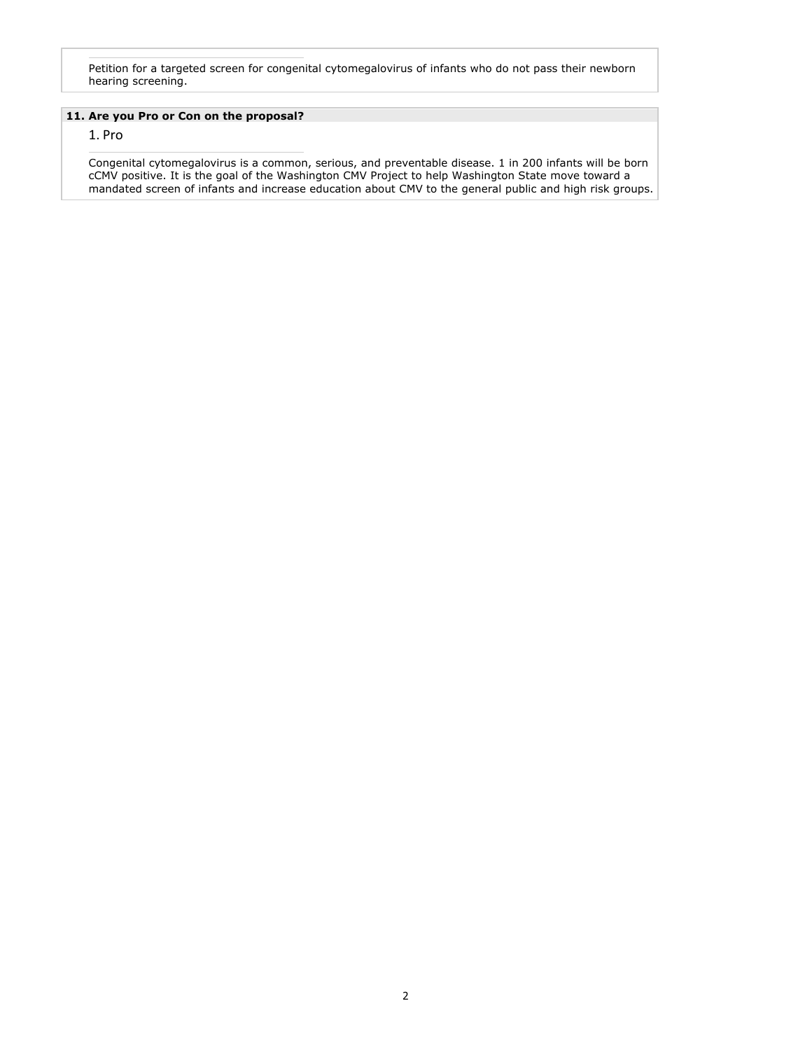Petition for a targeted screen for congenital cytomegalovirus of infants who do not pass their newborn hearing screening.

**11. Are you Pro or Con on the proposal?**

1. Pro

Congenital cytomegalovirus is a common, serious, and preventable disease. 1 in 200 infants will be born cCMV positive. It is the goal of the Washington CMV Project to help Washington State move toward a mandated screen of infants and increase education about CMV to the general public and high risk groups.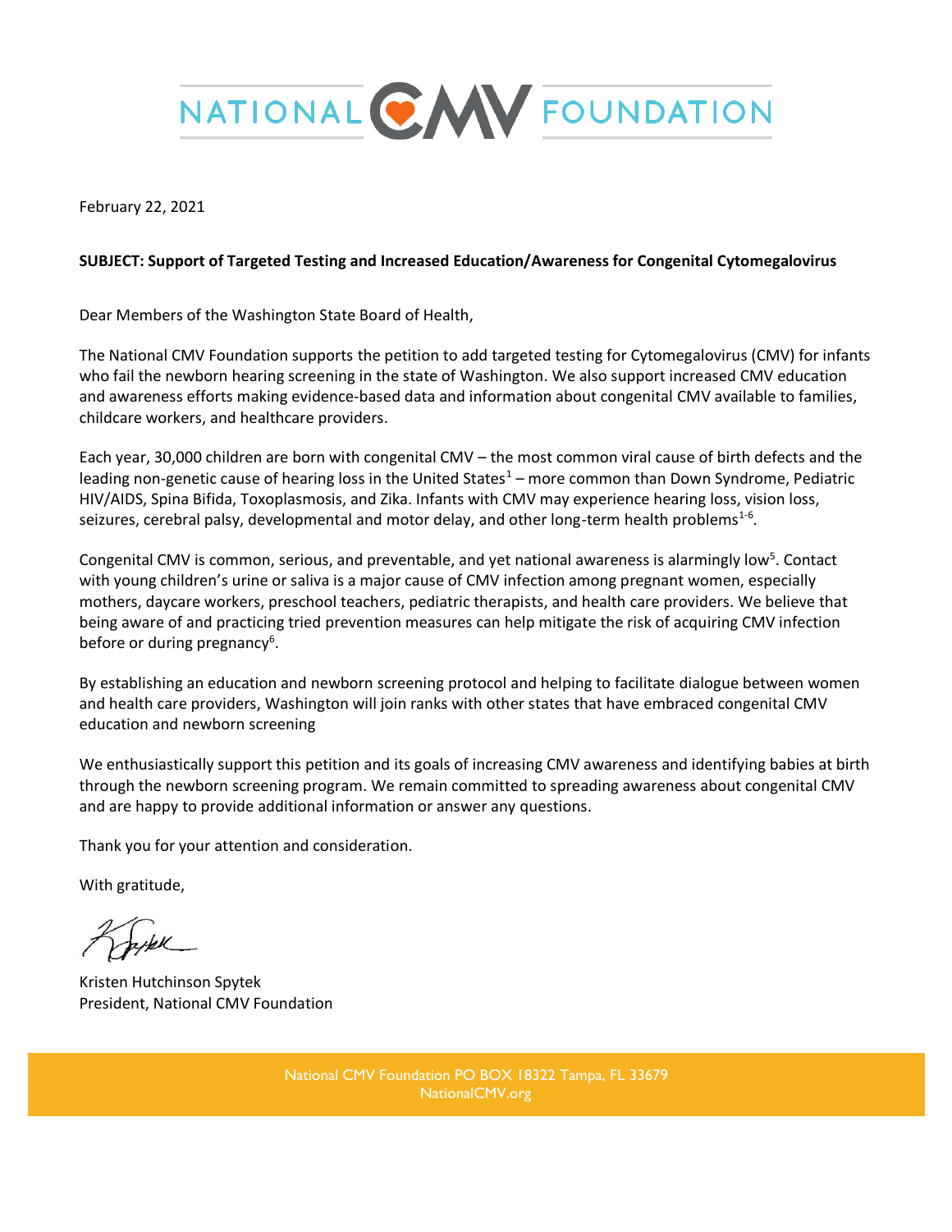NATIONAL CMV FOUNDATION

February 22, 2021

**SUBJECT: Support of Targeted Testing and Increased Education/Awareness for Congenital Cytomegalovirus**

Dear Members of the Washington State Board of Health,

The National CMV Foundation supports the petition to add targeted testing for Cytomegalovirus (CMV) for infants who fail the newborn hearing screening in the state of Washington. We also support increased CMV education and awareness efforts making evidence-based data and information about congenital CMV available to families, childcare workers, and healthcare providers.

Each year, 30,000 children are born with congenital CMV – the most common viral cause of birth defects and the leading non-genetic cause of hearing loss in the United States[1] – more common than Down Syndrome, Pediatric HIV/AIDS, Spina Bifida, Toxoplasmosis, and Zika. Infants with CMV may experience hearing loss, vision loss, seizures, cerebral palsy, developmental and motor delay, and other long-term health problems[1-6].

Congenital CMV is common, serious, and preventable, and yet national awareness is alarmingly low[5]. Contact with young children's urine or saliva is a major cause of CMV infection among pregnant women, especially mothers, daycare workers, preschool teachers, pediatric therapists, and health care providers. We believe that being aware of and practicing tried prevention measures can help mitigate the risk of acquiring CMV infection before or during pregnancy[6].

By establishing an education and newborn screening protocol and helping to facilitate dialogue between women and health care providers, Washington will join ranks with other states that have embraced congenital CMV education and newborn screening

We enthusiastically support this petition and its goals of increasing CMV awareness and identifying babies at birth through the newborn screening program. We remain committed to spreading awareness about congenital CMV and are happy to provide additional information or answer any questions.

Thank you for your attention and consideration.

With gratitude,

Kristen Hutchinson Spytek
President, National CMV Foundation

National CMV Foundation PO BOX 18322 Tampa, FL 33679
NationalCMV.org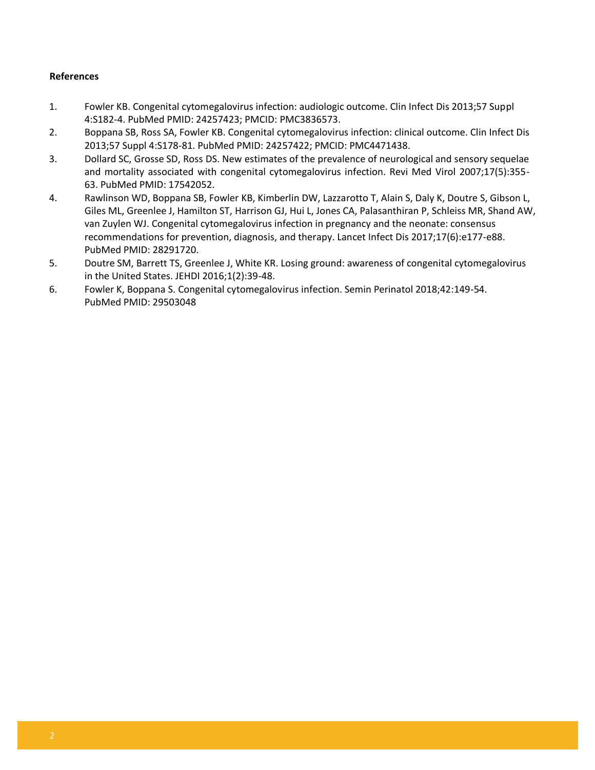**References**

1. Fowler KB. Congenital cytomegalovirus infection: audiologic outcome. Clin Infect Dis 2013;57 Suppl 4:S182-4. PubMed PMID: 24257423; PMCID: PMC3836573.
2. Boppana SB, Ross SA, Fowler KB. Congenital cytomegalovirus infection: clinical outcome. Clin Infect Dis 2013;57 Suppl 4:S178-81. PubMed PMID: 24257422; PMCID: PMC4471438.
3. Dollard SC, Grosse SD, Ross DS. New estimates of the prevalence of neurological and sensory sequelae and mortality associated with congenital cytomegalovirus infection. Revi Med Virol 2007;17(5):355-63. PubMed PMID: 17542052.
4. Rawlinson WD, Boppana SB, Fowler KB, Kimberlin DW, Lazzarotto T, Alain S, Daly K, Doutre S, Gibson L, Giles ML, Greenlee J, Hamilton ST, Harrison GJ, Hui L, Jones CA, Palasanthiran P, Schleiss MR, Shand AW, van Zuylen WJ. Congenital cytomegalovirus infection in pregnancy and the neonate: consensus recommendations for prevention, diagnosis, and therapy. Lancet Infect Dis 2017;17(6):e177-e88. PubMed PMID: 28291720.
5. Doutre SM, Barrett TS, Greenlee J, White KR. Losing ground: awareness of congenital cytomegalovirus in the United States. JEHDI 2016;1(2):39-48.
6. Fowler K, Boppana S. Congenital cytomegalovirus infection. Semin Perinatol 2018;42:149-54. PubMed PMID: 29503048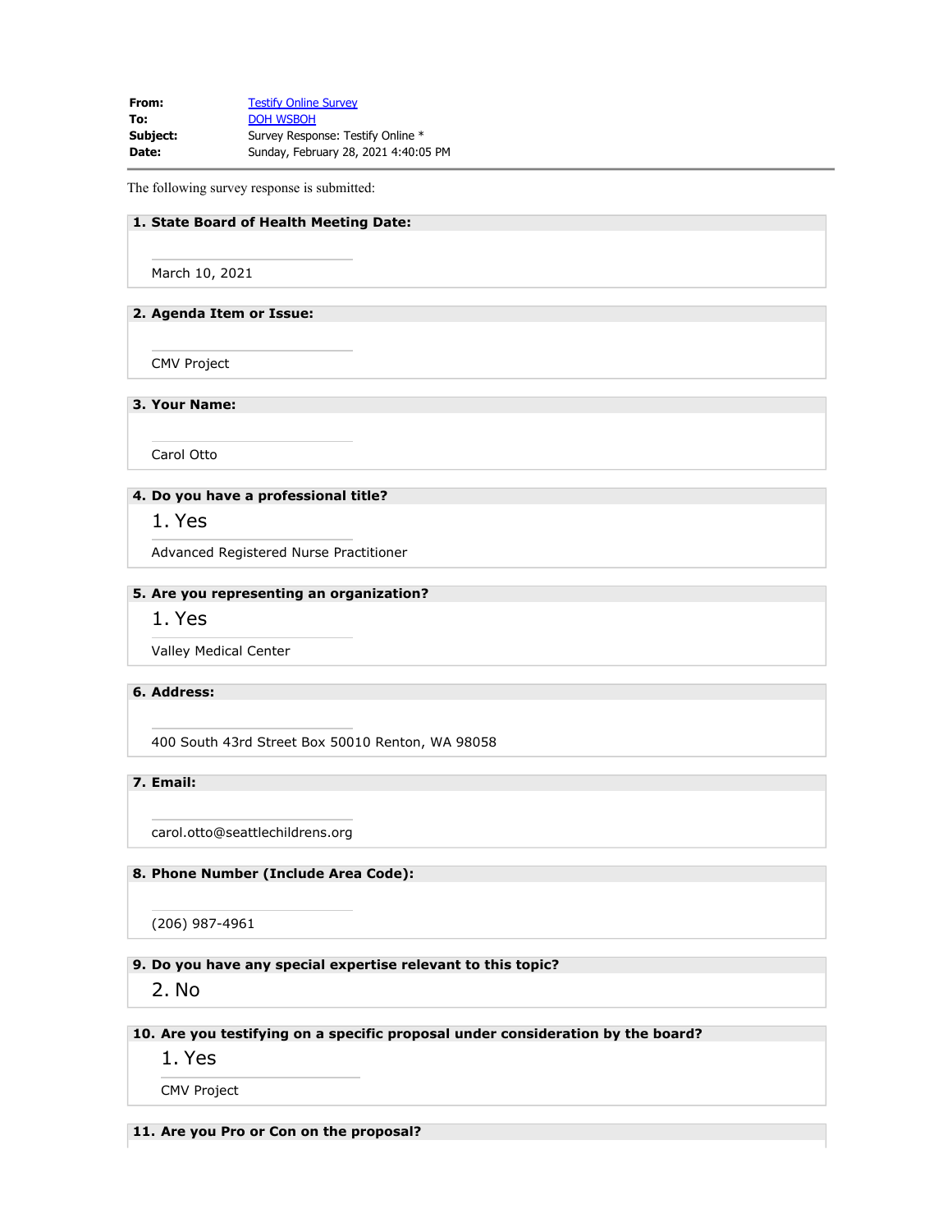**From:** Testify Online Survey
**To:** DOH WSBOH
**Subject:** Survey Response: Testify Online *
**Date:** Sunday, February 28, 2021 4:40:05 PM

The following survey response is submitted:

**1. State Board of Health Meeting Date:**

March 10, 2021

**2. Agenda Item or Issue:**

CMV Project

**3. Your Name:**

Carol Otto

**4. Do you have a professional title?**

1. Yes

Advanced Registered Nurse Practitioner

**5. Are you representing an organization?**

1. Yes

Valley Medical Center

**6. Address:**

400 South 43rd Street Box 50010 Renton, WA 98058

**7. Email:**

carol.otto@seattlechildrens.org

**8. Phone Number (Include Area Code):**

(206) 987-4961

**9. Do you have any special expertise relevant to this topic?**

2. No

**10. Are you testifying on a specific proposal under consideration by the board?**

1. Yes

CMV Project

**11. Are you Pro or Con on the proposal?**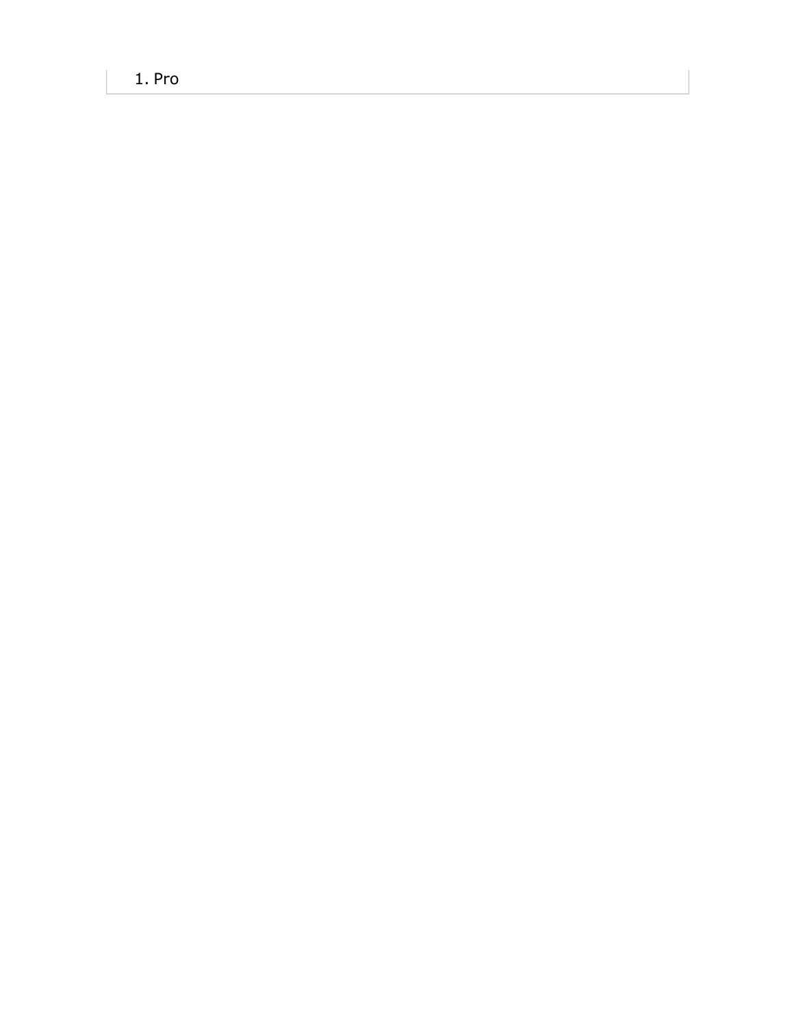1. Pro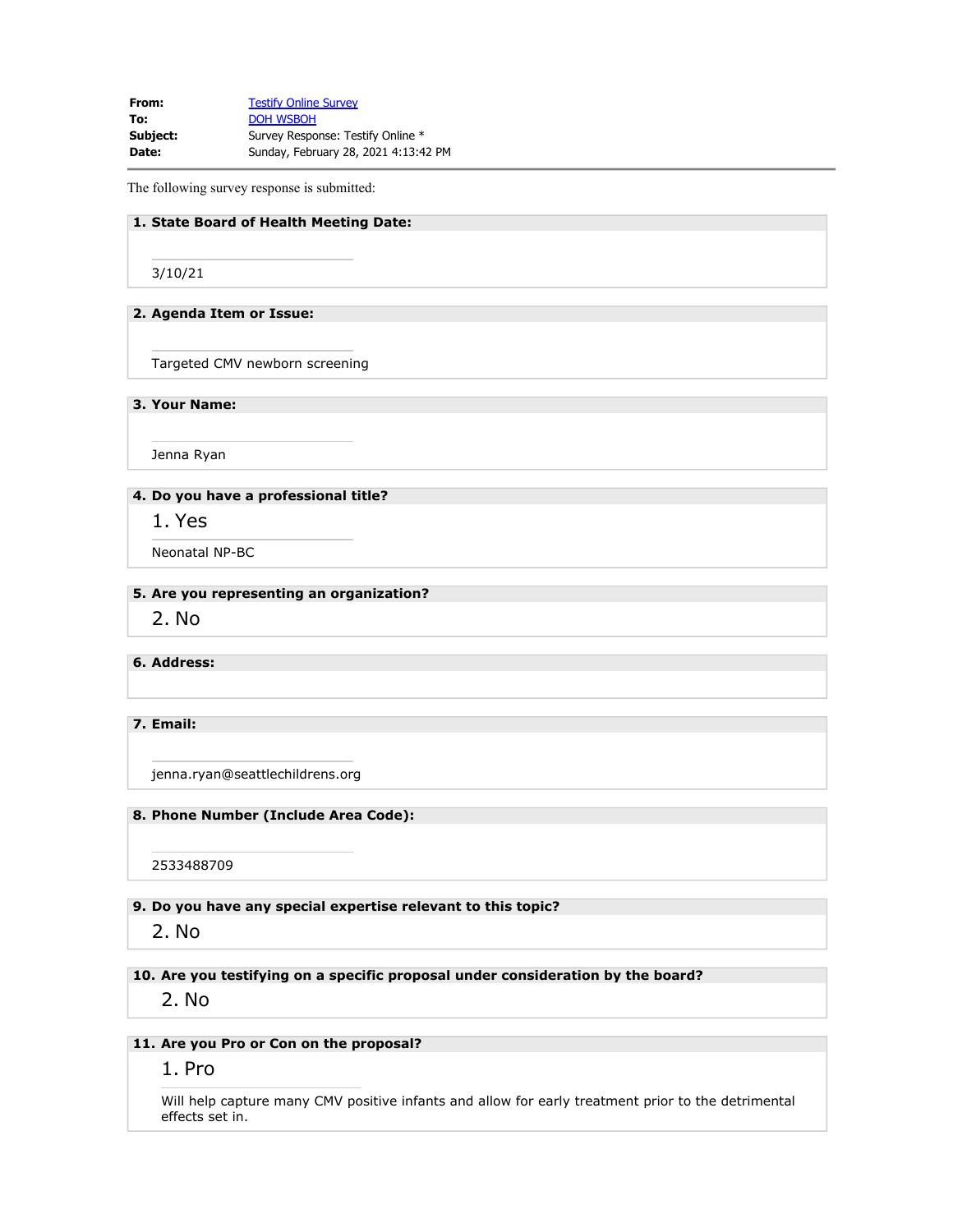**From:** Testify Online Survey
**To:** DOH WSBOH
**Subject:** Survey Response: Testify Online *
**Date:** Sunday, February 28, 2021 4:13:42 PM

The following survey response is submitted:

**1. State Board of Health Meeting Date:**

3/10/21

**2. Agenda Item or Issue:**

Targeted CMV newborn screening

**3. Your Name:**

Jenna Ryan

**4. Do you have a professional title?**

1. Yes

Neonatal NP-BC

**5. Are you representing an organization?**

2. No

**6. Address:**

**7. Email:**

jenna.ryan@seattlechildrens.org

**8. Phone Number (Include Area Code):**

2533488709

**9. Do you have any special expertise relevant to this topic?**

2. No

**10. Are you testifying on a specific proposal under consideration by the board?**

2. No

**11. Are you Pro or Con on the proposal?**

1. Pro

Will help capture many CMV positive infants and allow for early treatment prior to the detrimental effects set in.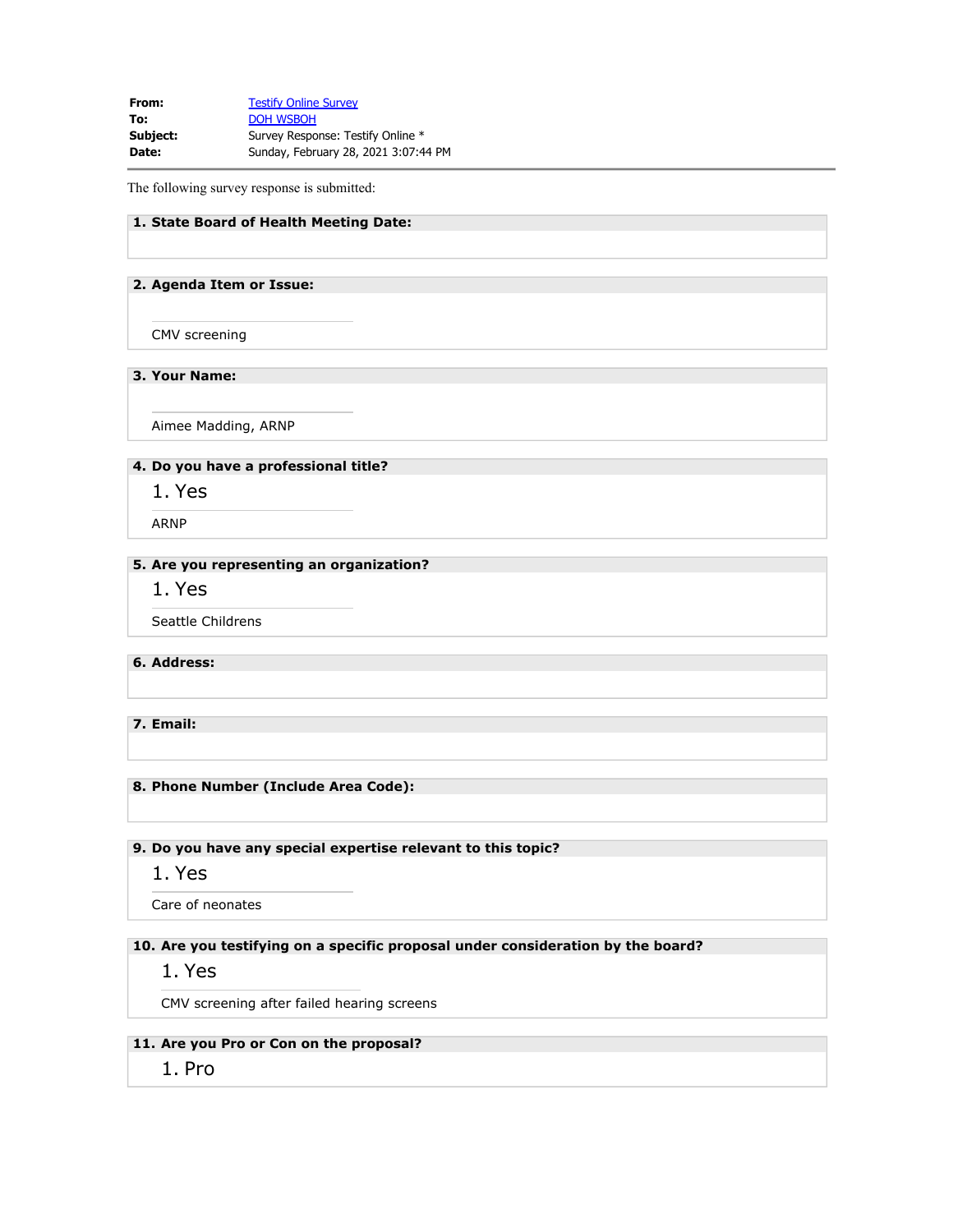**From:** Testify Online Survey
**To:** DOH WSBOH
**Subject:** Survey Response: Testify Online *
**Date:** Sunday, February 28, 2021 3:07:44 PM

---

The following survey response is submitted:

**1. State Board of Health Meeting Date:**

**2. Agenda Item or Issue:**

CMV screening

**3. Your Name:**

Aimee Madding, ARNP

**4. Do you have a professional title?**

1. Yes

ARNP

**5. Are you representing an organization?**

1. Yes

Seattle Childrens

**6. Address:**

**7. Email:**

**8. Phone Number (Include Area Code):**

**9. Do you have any special expertise relevant to this topic?**

1. Yes

Care of neonates

**10. Are you testifying on a specific proposal under consideration by the board?**

1. Yes

CMV screening after failed hearing screens

**11. Are you Pro or Con on the proposal?**

1. Pro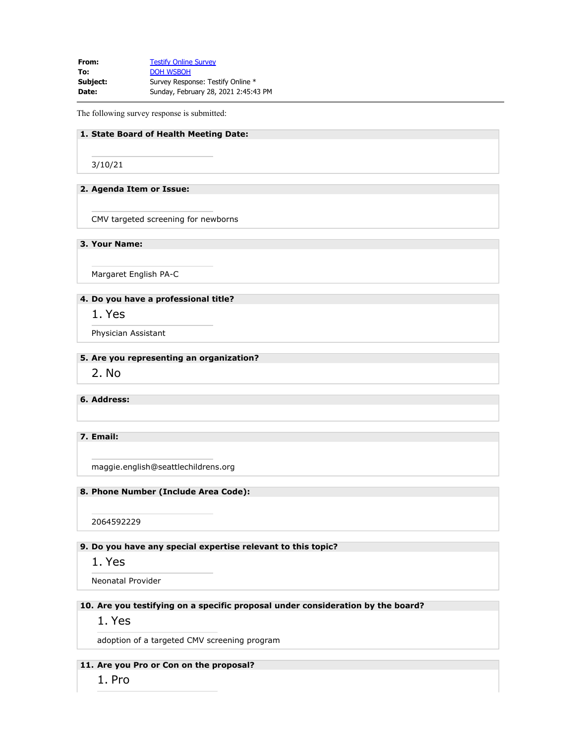**From:** Testify Online Survey
**To:** DOH WSBOH
**Subject:** Survey Response: Testify Online *
**Date:** Sunday, February 28, 2021 2:45:43 PM

---

The following survey response is submitted:

**1. State Board of Health Meeting Date:**

3/10/21

**2. Agenda Item or Issue:**

CMV targeted screening for newborns

**3. Your Name:**

Margaret English PA-C

**4. Do you have a professional title?**

1. Yes

Physician Assistant

**5. Are you representing an organization?**

2. No

**6. Address:**

**7. Email:**

maggie.english@seattlechildrens.org

**8. Phone Number (Include Area Code):**

2064592229

**9. Do you have any special expertise relevant to this topic?**

1. Yes

Neonatal Provider

**10. Are you testifying on a specific proposal under consideration by the board?**

1. Yes

adoption of a targeted CMV screening program

**11. Are you Pro or Con on the proposal?**

1. Pro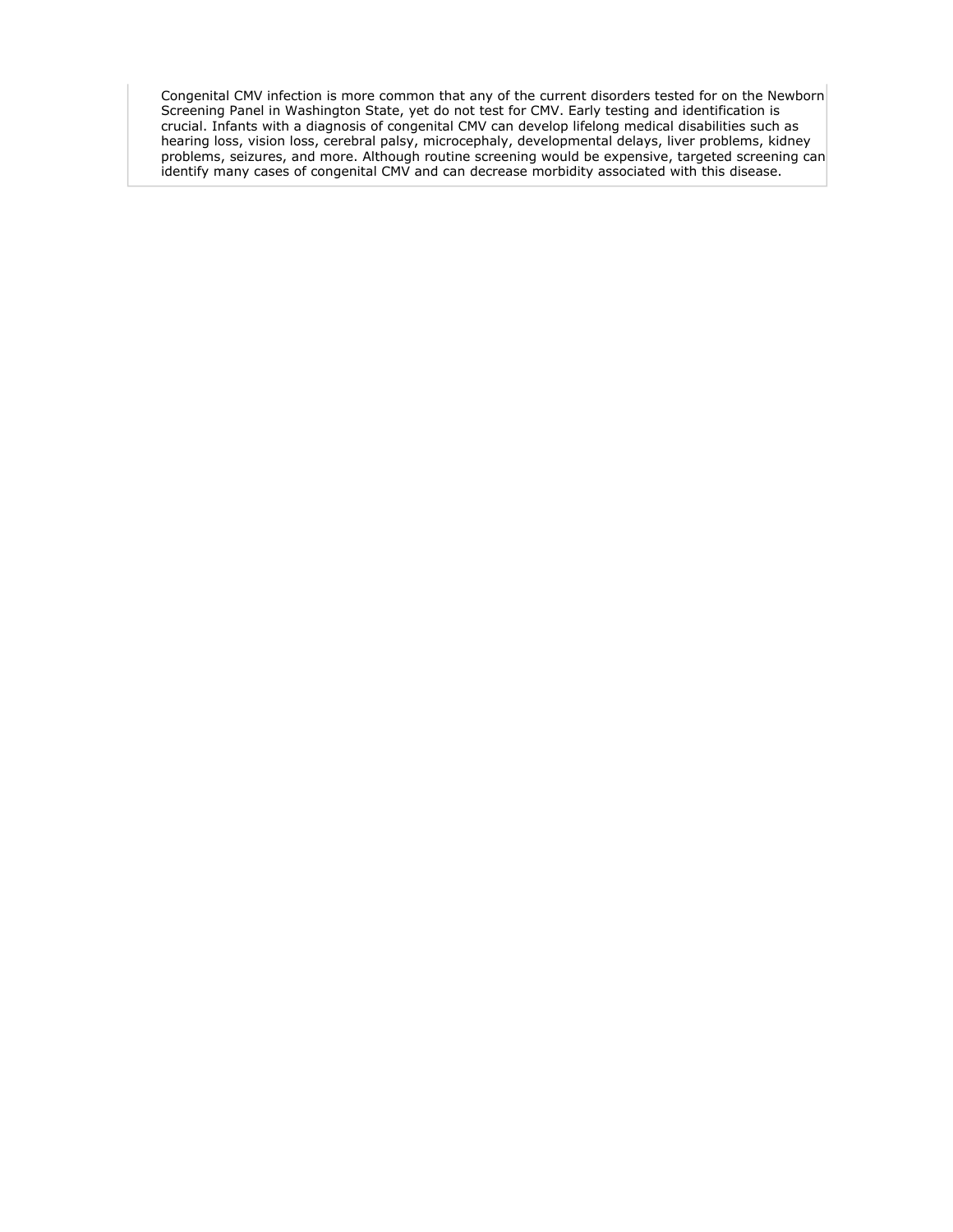Congenital CMV infection is more common that any of the current disorders tested for on the Newborn Screening Panel in Washington State, yet do not test for CMV. Early testing and identification is crucial. Infants with a diagnosis of congenital CMV can develop lifelong medical disabilities such as hearing loss, vision loss, cerebral palsy, microcephaly, developmental delays, liver problems, kidney problems, seizures, and more. Although routine screening would be expensive, targeted screening can identify many cases of congenital CMV and can decrease morbidity associated with this disease.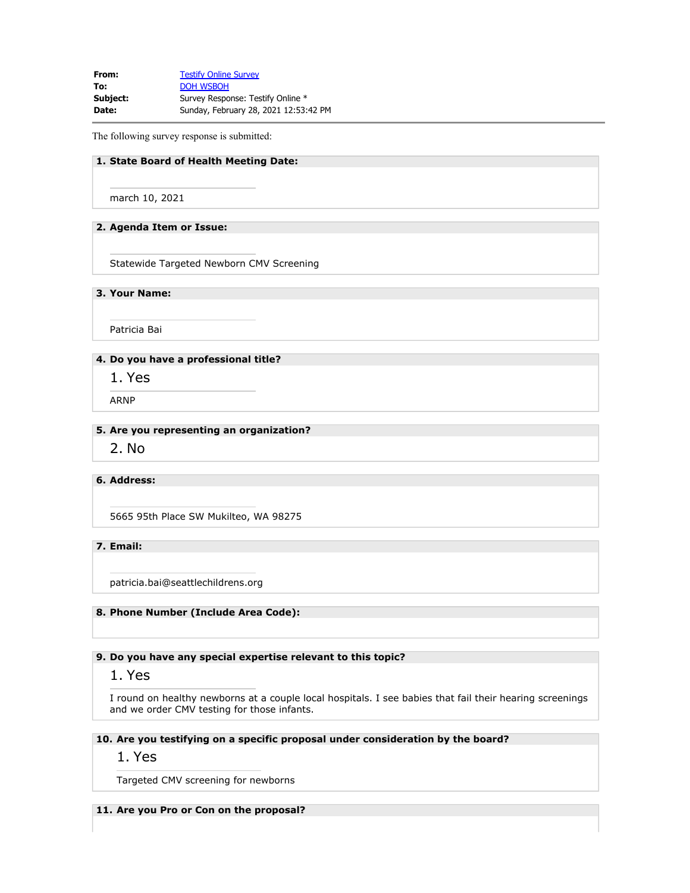| | |
|---|---|
| **From:** | Testify Online Survey |
| **To:** | DOH WSBOH |
| **Subject:** | Survey Response: Testify Online * |
| **Date:** | Sunday, February 28, 2021 12:53:42 PM |

The following survey response is submitted:

**1. State Board of Health Meeting Date:**

march 10, 2021

**2. Agenda Item or Issue:**

Statewide Targeted Newborn CMV Screening

**3. Your Name:**

Patricia Bai

**4. Do you have a professional title?**

1. Yes

ARNP

**5. Are you representing an organization?**

2. No

**6. Address:**

5665 95th Place SW Mukilteo, WA 98275

**7. Email:**

patricia.bai@seattlechildrens.org

**8. Phone Number (Include Area Code):**

**9. Do you have any special expertise relevant to this topic?**

1. Yes

I round on healthy newborns at a couple local hospitals. I see babies that fail their hearing screenings and we order CMV testing for those infants.

**10. Are you testifying on a specific proposal under consideration by the board?**

1. Yes

Targeted CMV screening for newborns

**11. Are you Pro or Con on the proposal?**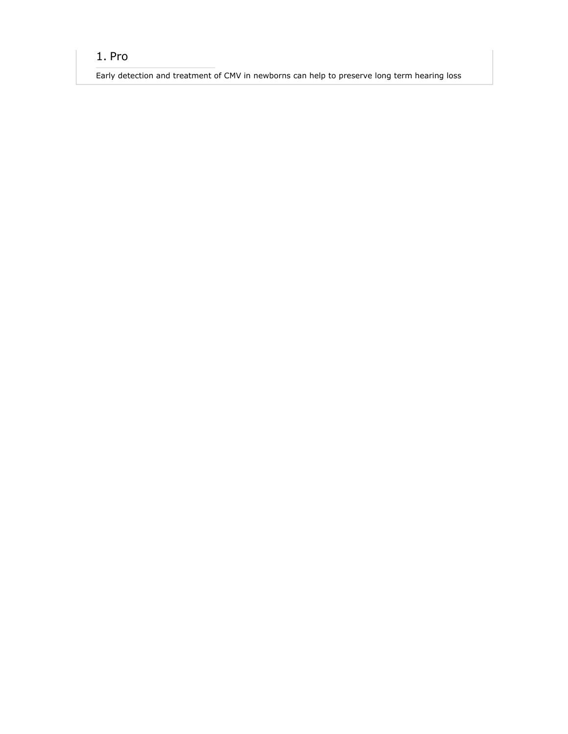## 1. Pro

Early detection and treatment of CMV in newborns can help to preserve long term hearing loss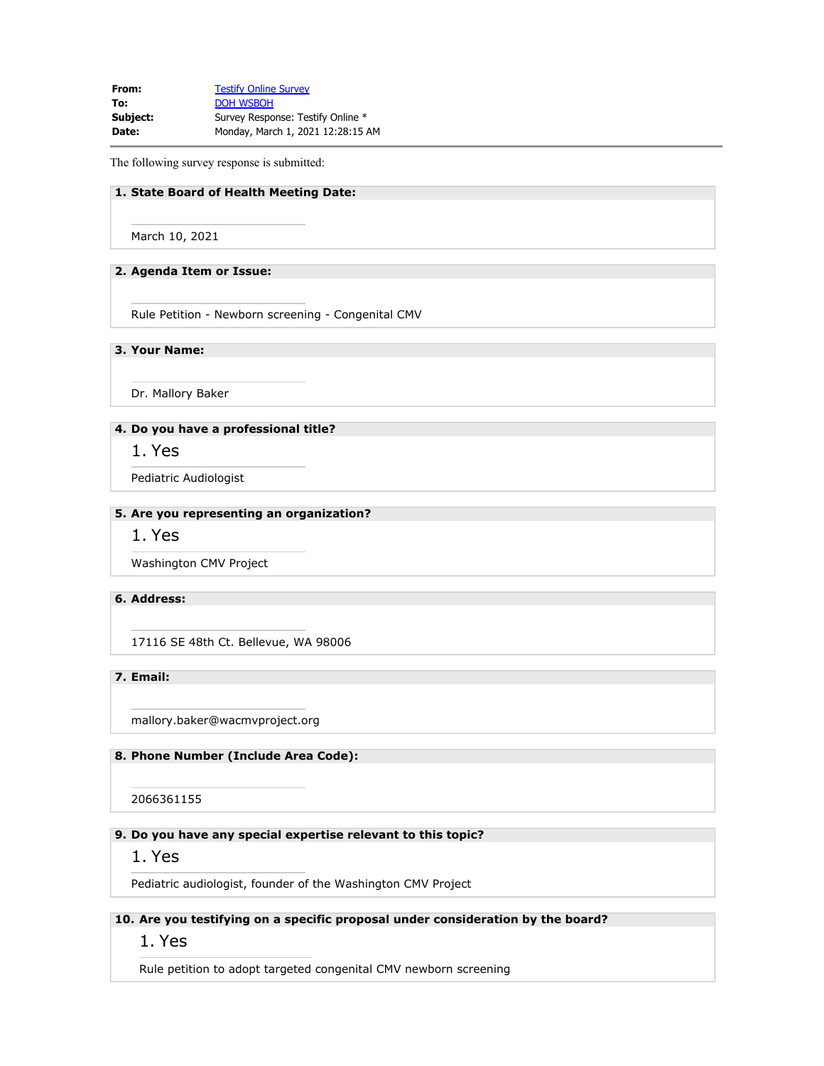| | |
|---|---|
| **From:** | Testify Online Survey |
| **To:** | DOH WSBOH |
| **Subject:** | Survey Response: Testify Online * |
| **Date:** | Monday, March 1, 2021 12:28:15 AM |

The following survey response is submitted:

**1. State Board of Health Meeting Date:**

March 10, 2021

**2. Agenda Item or Issue:**

Rule Petition - Newborn screening - Congenital CMV

**3. Your Name:**

Dr. Mallory Baker

**4. Do you have a professional title?**

1. Yes

Pediatric Audiologist

**5. Are you representing an organization?**

1. Yes

Washington CMV Project

**6. Address:**

17116 SE 48th Ct. Bellevue, WA 98006

**7. Email:**

mallory.baker@wacmvproject.org

**8. Phone Number (Include Area Code):**

2066361155

**9. Do you have any special expertise relevant to this topic?**

1. Yes

Pediatric audiologist, founder of the Washington CMV Project

**10. Are you testifying on a specific proposal under consideration by the board?**

1. Yes

Rule petition to adopt targeted congenital CMV newborn screening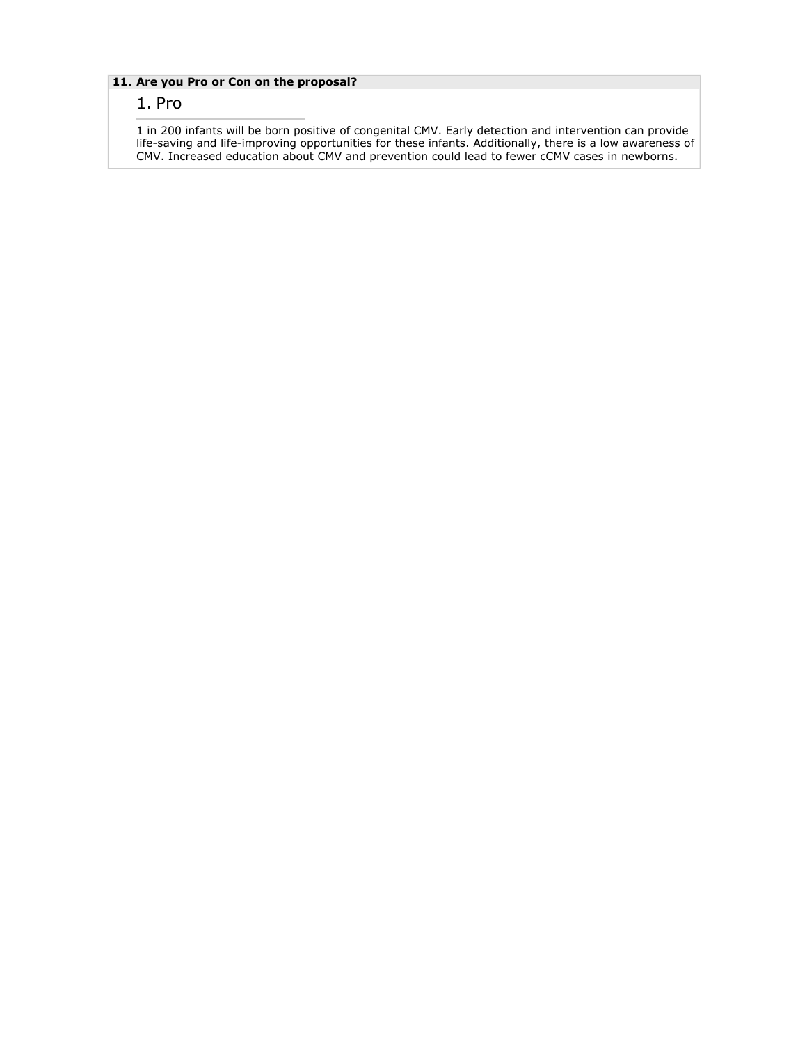**11. Are you Pro or Con on the proposal?**

1. Pro

1 in 200 infants will be born positive of congenital CMV. Early detection and intervention can provide life-saving and life-improving opportunities for these infants. Additionally, there is a low awareness of CMV. Increased education about CMV and prevention could lead to fewer cCMV cases in newborns.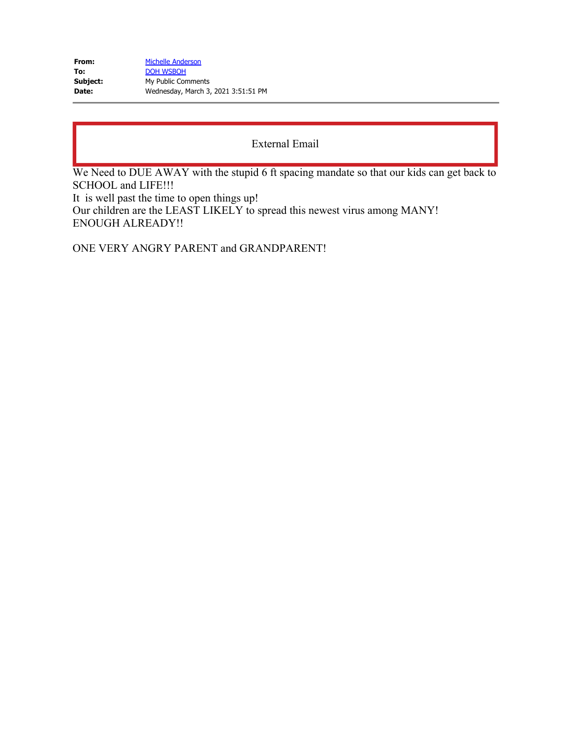**From:** Michelle Anderson
**To:** DOH WSBOH
**Subject:** My Public Comments
**Date:** Wednesday, March 3, 2021 3:51:51 PM

External Email

We Need to DUE AWAY with the stupid 6 ft spacing mandate so that our kids can get back to SCHOOL and LIFE!!!
It is well past the time to open things up!
Our children are the LEAST LIKELY to spread this newest virus among MANY!
ENOUGH ALREADY!!

ONE VERY ANGRY PARENT and GRANDPARENT!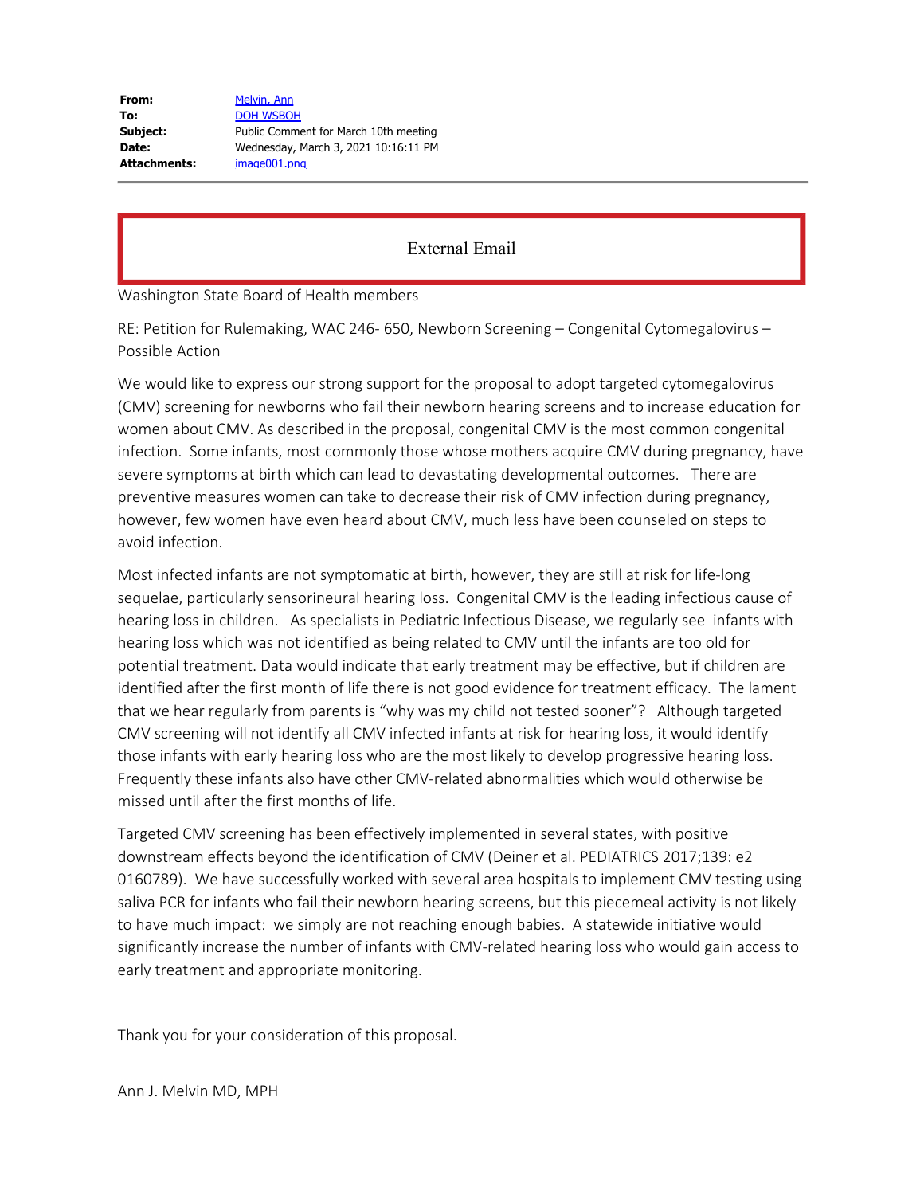| | |
|---|---|
| **From:** | Melvin, Ann |
| **To:** | DOH WSBOH |
| **Subject:** | Public Comment for March 10th meeting |
| **Date:** | Wednesday, March 3, 2021 10:16:11 PM |
| **Attachments:** | image001.png |

External Email

Washington State Board of Health members

RE: Petition for Rulemaking, WAC 246- 650, Newborn Screening – Congenital Cytomegalovirus – Possible Action

We would like to express our strong support for the proposal to adopt targeted cytomegalovirus (CMV) screening for newborns who fail their newborn hearing screens and to increase education for women about CMV. As described in the proposal, congenital CMV is the most common congenital infection. Some infants, most commonly those whose mothers acquire CMV during pregnancy, have severe symptoms at birth which can lead to devastating developmental outcomes. There are preventive measures women can take to decrease their risk of CMV infection during pregnancy, however, few women have even heard about CMV, much less have been counseled on steps to avoid infection.

Most infected infants are not symptomatic at birth, however, they are still at risk for life-long sequelae, particularly sensorineural hearing loss. Congenital CMV is the leading infectious cause of hearing loss in children. As specialists in Pediatric Infectious Disease, we regularly see infants with hearing loss which was not identified as being related to CMV until the infants are too old for potential treatment. Data would indicate that early treatment may be effective, but if children are identified after the first month of life there is not good evidence for treatment efficacy. The lament that we hear regularly from parents is "why was my child not tested sooner"? Although targeted CMV screening will not identify all CMV infected infants at risk for hearing loss, it would identify those infants with early hearing loss who are the most likely to develop progressive hearing loss. Frequently these infants also have other CMV-related abnormalities which would otherwise be missed until after the first months of life.

Targeted CMV screening has been effectively implemented in several states, with positive downstream effects beyond the identification of CMV (Deiner et al. PEDIATRICS 2017;139: e2 0160789). We have successfully worked with several area hospitals to implement CMV testing using saliva PCR for infants who fail their newborn hearing screens, but this piecemeal activity is not likely to have much impact: we simply are not reaching enough babies. A statewide initiative would significantly increase the number of infants with CMV-related hearing loss who would gain access to early treatment and appropriate monitoring.

Thank you for your consideration of this proposal.

Ann J. Melvin MD, MPH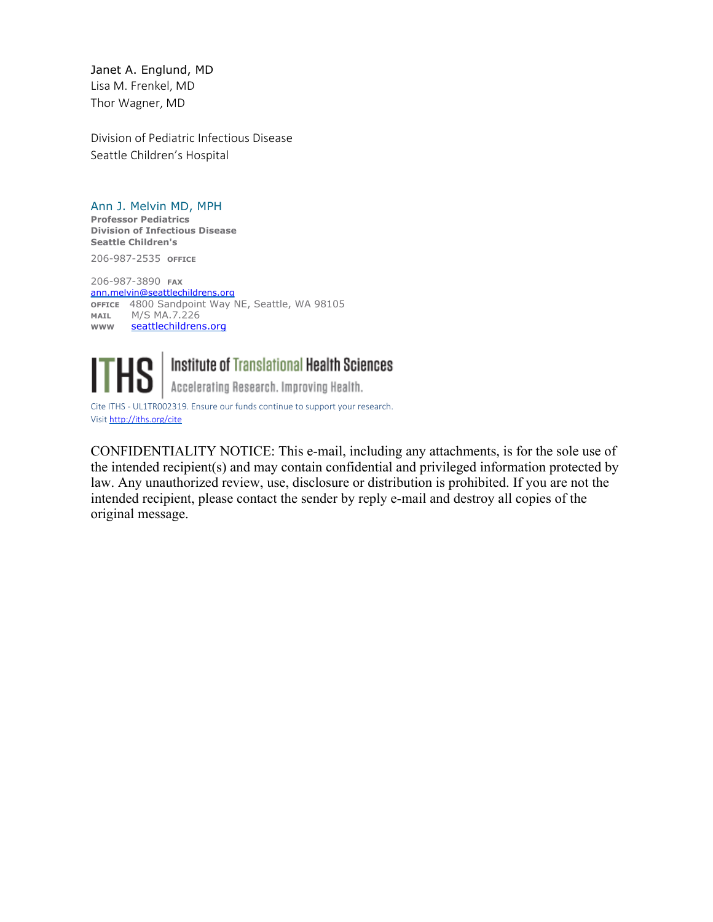Janet A. Englund, MD
Lisa M. Frenkel, MD
Thor Wagner, MD

Division of Pediatric Infectious Disease
Seattle Children's Hospital

Ann J. Melvin MD, MPH
**Professor Pediatrics**
**Division of Infectious Disease**
**Seattle Children's**

206-987-2535 OFFICE

206-987-3890 FAX
ann.melvin@seattlechildrens.org
OFFICE 4800 Sandpoint Way NE, Seattle, WA 98105
MAIL M/S MA.7.226
WWW seattlechildrens.org

ITHS | Institute of Translational Health Sciences
Accelerating Research. Improving Health.

Cite ITHS - UL1TR002319. Ensure our funds continue to support your research.
Visit http://iths.org/cite

CONFIDENTIALITY NOTICE: This e-mail, including any attachments, is for the sole use of the intended recipient(s) and may contain confidential and privileged information protected by law. Any unauthorized review, use, disclosure or distribution is prohibited. If you are not the intended recipient, please contact the sender by reply e-mail and destroy all copies of the original message.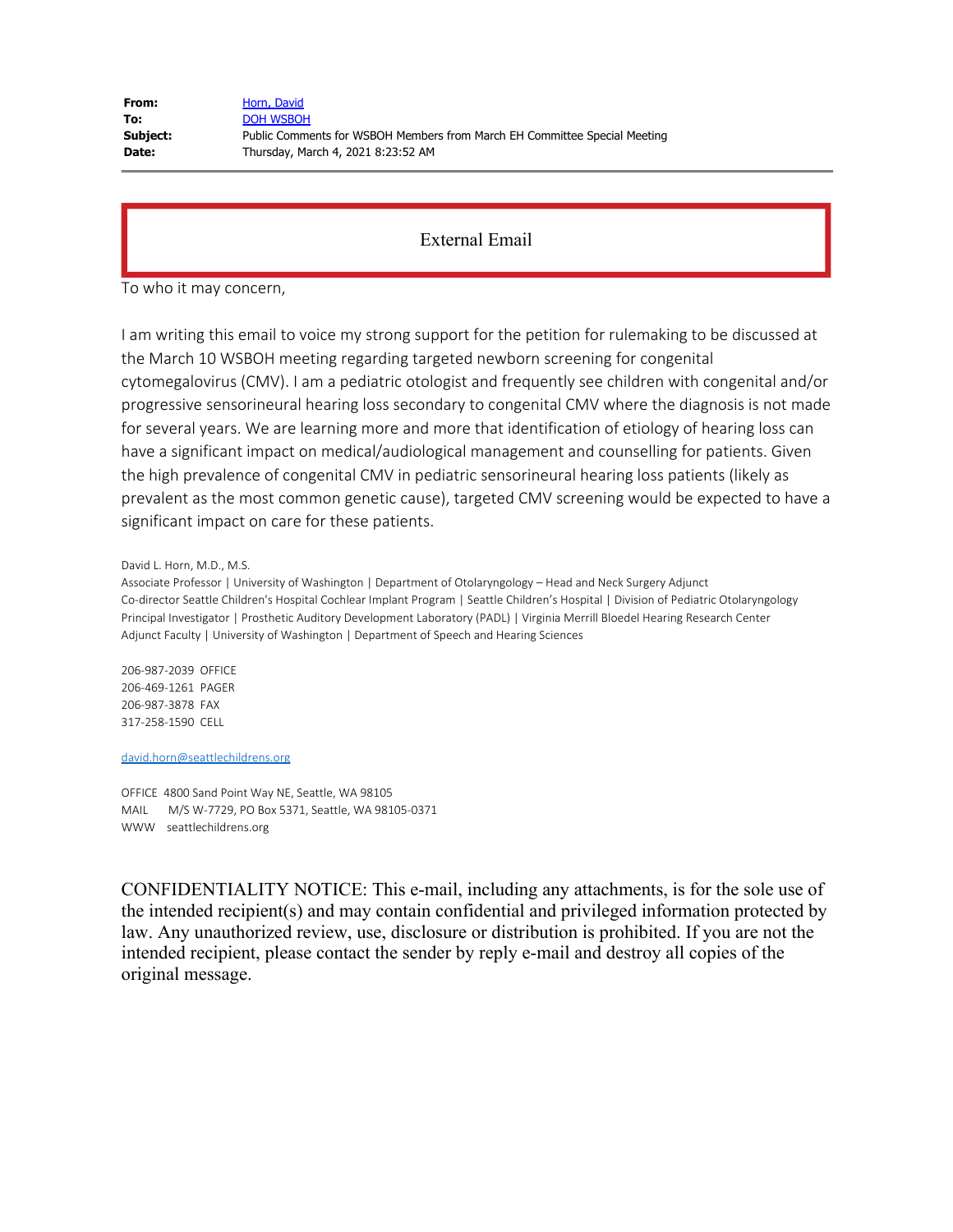**From:** Horn, David
**To:** DOH WSBOH
**Subject:** Public Comments for WSBOH Members from March EH Committee Special Meeting
**Date:** Thursday, March 4, 2021 8:23:52 AM

External Email

To who it may concern,

I am writing this email to voice my strong support for the petition for rulemaking to be discussed at the March 10 WSBOH meeting regarding targeted newborn screening for congenital cytomegalovirus (CMV). I am a pediatric otologist and frequently see children with congenital and/or progressive sensorineural hearing loss secondary to congenital CMV where the diagnosis is not made for several years. We are learning more and more that identification of etiology of hearing loss can have a significant impact on medical/audiological management and counselling for patients. Given the high prevalence of congenital CMV in pediatric sensorineural hearing loss patients (likely as prevalent as the most common genetic cause), targeted CMV screening would be expected to have a significant impact on care for these patients.

David L. Horn, M.D., M.S.
Associate Professor | University of Washington | Department of Otolaryngology – Head and Neck Surgery Adjunct
Co-director Seattle Children's Hospital Cochlear Implant Program | Seattle Children's Hospital | Division of Pediatric Otolaryngology
Principal Investigator | Prosthetic Auditory Development Laboratory (PADL) | Virginia Merrill Bloedel Hearing Research Center
Adjunct Faculty | University of Washington | Department of Speech and Hearing Sciences

206-987-2039 OFFICE
206-469-1261 PAGER
206-987-3878 FAX
317-258-1590 CELL

david.horn@seattlechildrens.org

OFFICE 4800 Sand Point Way NE, Seattle, WA 98105
MAIL M/S W-7729, PO Box 5371, Seattle, WA 98105-0371
WWW seattlechildrens.org

CONFIDENTIALITY NOTICE: This e-mail, including any attachments, is for the sole use of the intended recipient(s) and may contain confidential and privileged information protected by law. Any unauthorized review, use, disclosure or distribution is prohibited. If you are not the intended recipient, please contact the sender by reply e-mail and destroy all copies of the original message.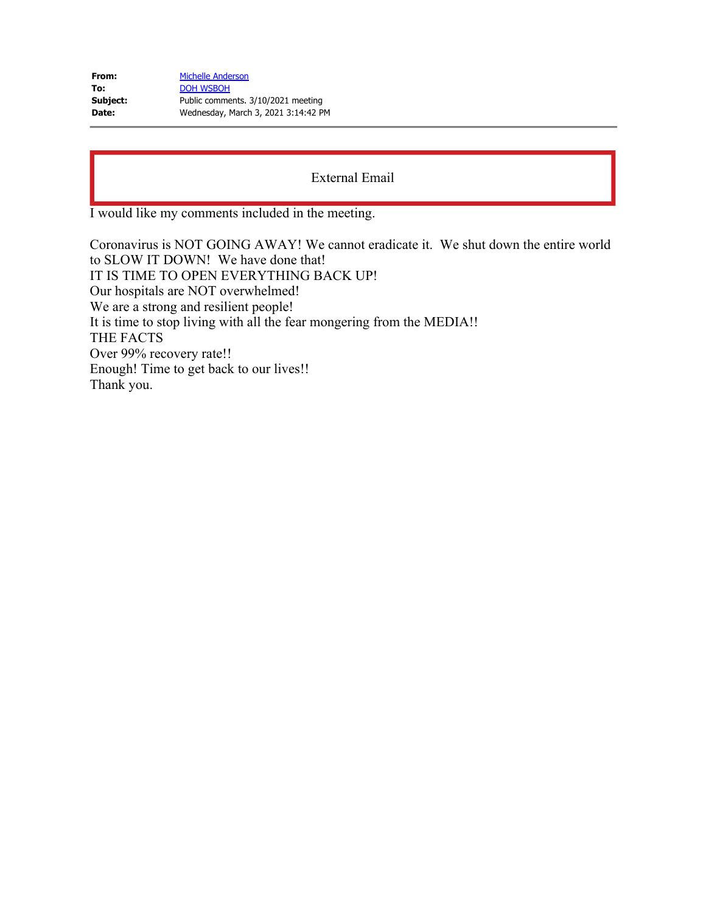| | |
|---|---|
| **From:** | Michelle Anderson |
| **To:** | DOH WSBOH |
| **Subject:** | Public comments. 3/10/2021 meeting |
| **Date:** | Wednesday, March 3, 2021 3:14:42 PM |

External Email

I would like my comments included in the meeting.

Coronavirus is NOT GOING AWAY! We cannot eradicate it. We shut down the entire world to SLOW IT DOWN! We have done that!
IT IS TIME TO OPEN EVERYTHING BACK UP!
Our hospitals are NOT overwhelmed!
We are a strong and resilient people!
It is time to stop living with all the fear mongering from the MEDIA!!
THE FACTS
Over 99% recovery rate!!
Enough! Time to get back to our lives!!
Thank you.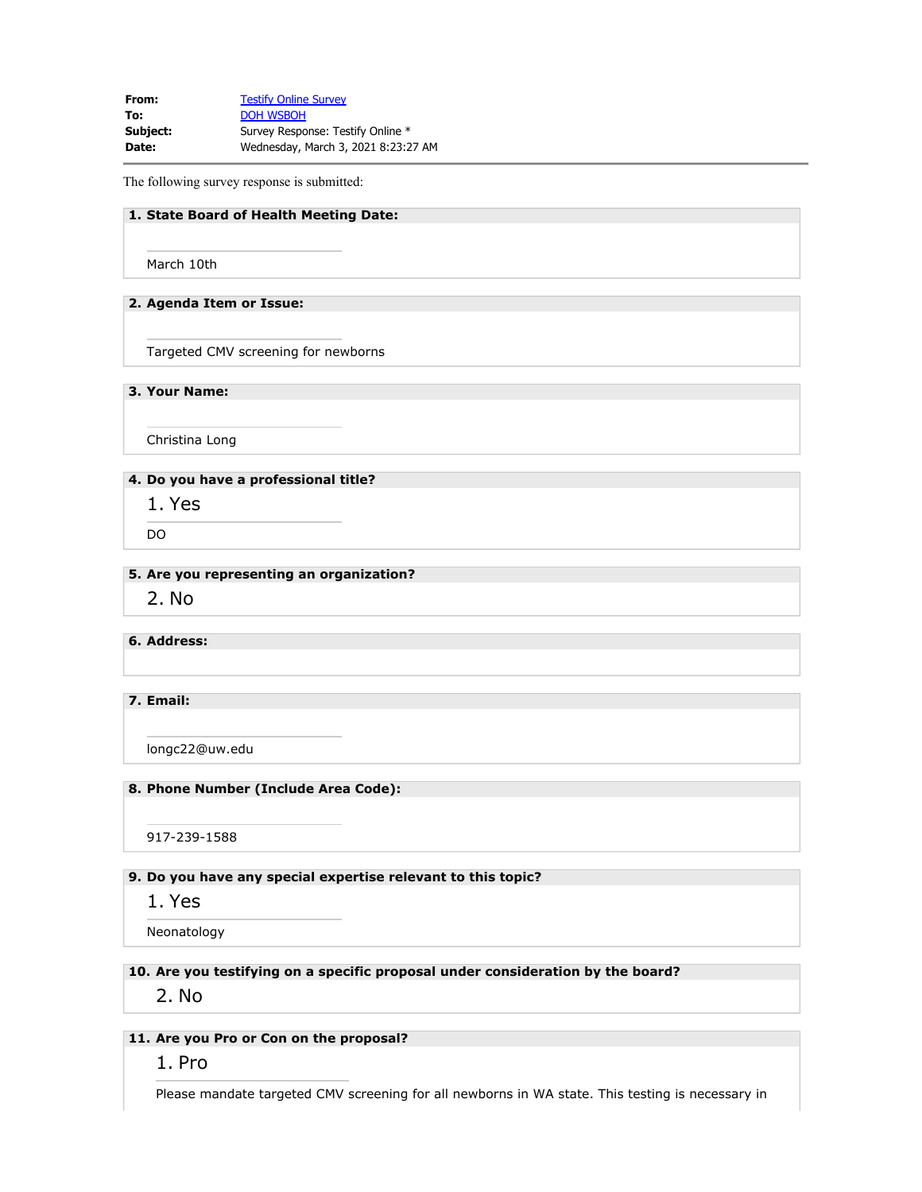| | |
|---|---|
| **From:** | Testify Online Survey |
| **To:** | DOH WSBOH |
| **Subject:** | Survey Response: Testify Online * |
| **Date:** | Wednesday, March 3, 2021 8:23:27 AM |

The following survey response is submitted:

**1. State Board of Health Meeting Date:**

March 10th

**2. Agenda Item or Issue:**

Targeted CMV screening for newborns

**3. Your Name:**

Christina Long

**4. Do you have a professional title?**

1. Yes

DO

**5. Are you representing an organization?**

2. No

**6. Address:**

**7. Email:**

longc22@uw.edu

**8. Phone Number (Include Area Code):**

917-239-1588

**9. Do you have any special expertise relevant to this topic?**

1. Yes

Neonatology

**10. Are you testifying on a specific proposal under consideration by the board?**

2. No

**11. Are you Pro or Con on the proposal?**

1. Pro

Please mandate targeted CMV screening for all newborns in WA state. This testing is necessary in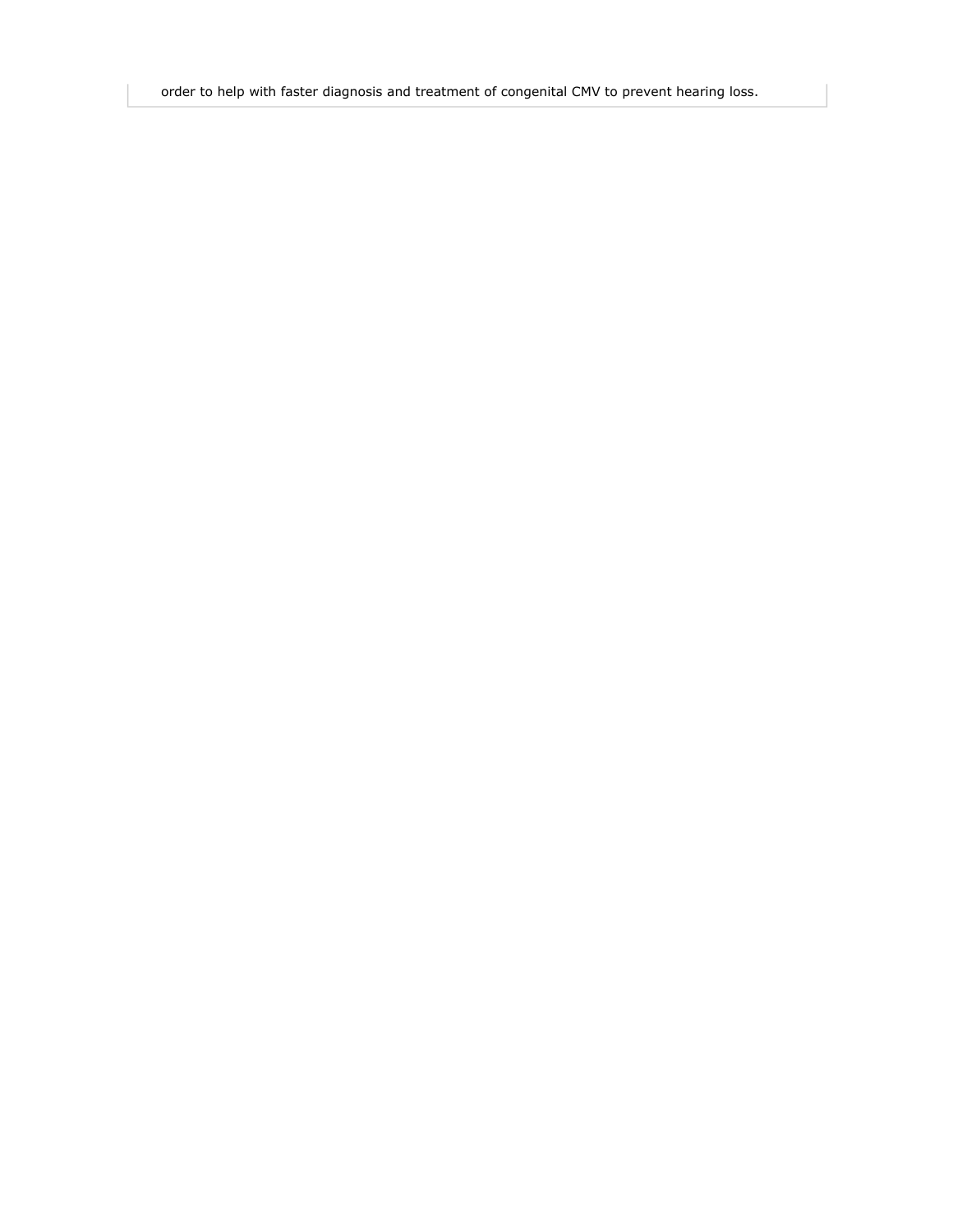order to help with faster diagnosis and treatment of congenital CMV to prevent hearing loss.